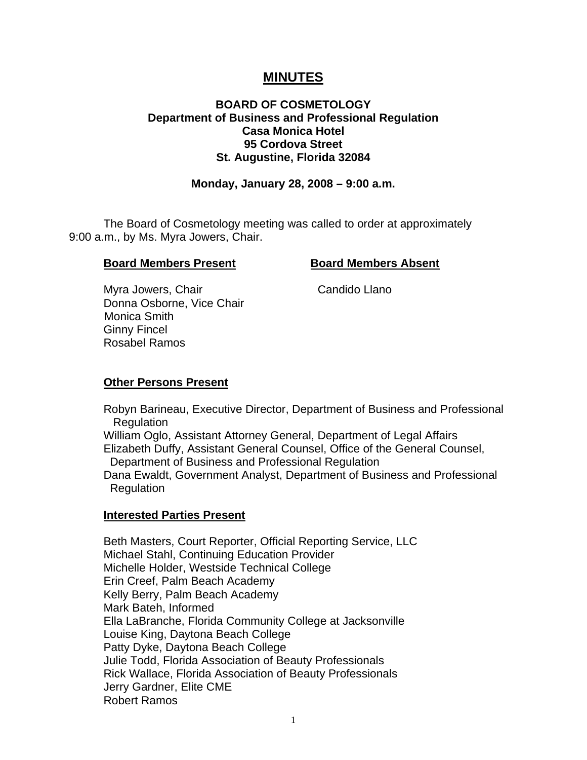# MINUTES

**BOARD OF COSMETOLOGY**
**Department of Business and Professional Regulation**
**Casa Monica Hotel**
**95 Cordova Street**
**St. Augustine, Florida 32084**

**Monday, January 28, 2008 – 9:00 a.m.**

The Board of Cosmetology meeting was called to order at approximately 9:00 a.m., by Ms. Myra Jowers, Chair.

| **Board Members Present** | **Board Members Absent** |
| --- | --- |
| Myra Jowers, Chair | Candido Llano |
| Donna Osborne, Vice Chair | |
| Monica Smith | |
| Ginny Fincel | |
| Rosabel Ramos | |

**Other Persons Present**

Robyn Barineau, Executive Director, Department of Business and Professional Regulation
William Oglo, Assistant Attorney General, Department of Legal Affairs
Elizabeth Duffy, Assistant General Counsel, Office of the General Counsel, Department of Business and Professional Regulation
Dana Ewaldt, Government Analyst, Department of Business and Professional Regulation

**Interested Parties Present**

Beth Masters, Court Reporter, Official Reporting Service, LLC
Michael Stahl, Continuing Education Provider
Michelle Holder, Westside Technical College
Erin Creef, Palm Beach Academy
Kelly Berry, Palm Beach Academy
Mark Bateh, Informed
Ella LaBranche, Florida Community College at Jacksonville
Louise King, Daytona Beach College
Patty Dyke, Daytona Beach College
Julie Todd, Florida Association of Beauty Professionals
Rick Wallace, Florida Association of Beauty Professionals
Jerry Gardner, Elite CME
Robert Ramos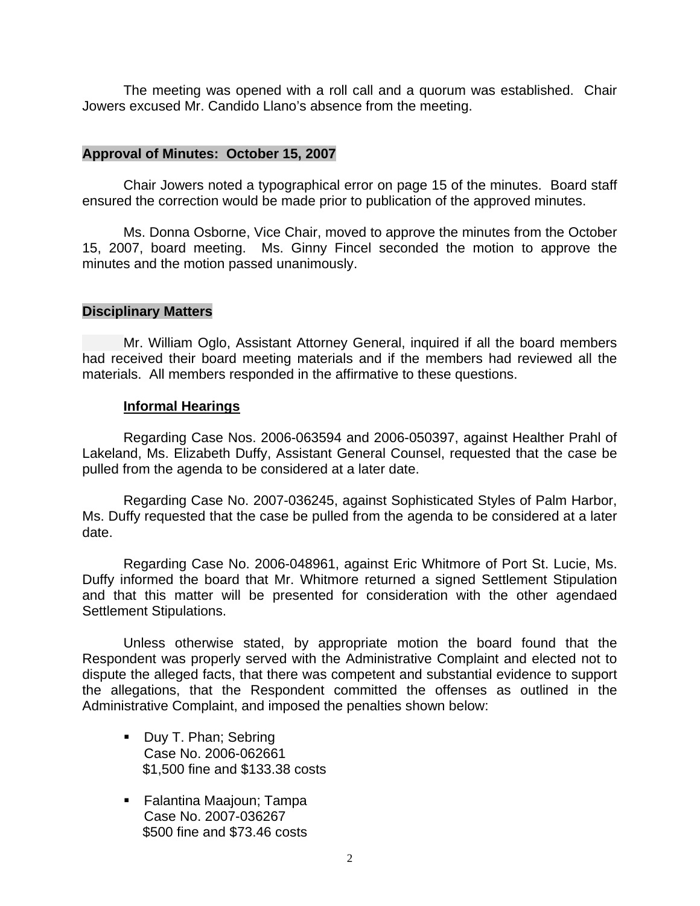The meeting was opened with a roll call and a quorum was established. Chair Jowers excused Mr. Candido Llano's absence from the meeting.

## Approval of Minutes: October 15, 2007

Chair Jowers noted a typographical error on page 15 of the minutes. Board staff ensured the correction would be made prior to publication of the approved minutes.

Ms. Donna Osborne, Vice Chair, moved to approve the minutes from the October 15, 2007, board meeting. Ms. Ginny Fincel seconded the motion to approve the minutes and the motion passed unanimously.

## Disciplinary Matters

Mr. William Oglo, Assistant Attorney General, inquired if all the board members had received their board meeting materials and if the members had reviewed all the materials. All members responded in the affirmative to these questions.

### Informal Hearings

Regarding Case Nos. 2006-063594 and 2006-050397, against Healther Prahl of Lakeland, Ms. Elizabeth Duffy, Assistant General Counsel, requested that the case be pulled from the agenda to be considered at a later date.

Regarding Case No. 2007-036245, against Sophisticated Styles of Palm Harbor, Ms. Duffy requested that the case be pulled from the agenda to be considered at a later date.

Regarding Case No. 2006-048961, against Eric Whitmore of Port St. Lucie, Ms. Duffy informed the board that Mr. Whitmore returned a signed Settlement Stipulation and that this matter will be presented for consideration with the other agendaed Settlement Stipulations.

Unless otherwise stated, by appropriate motion the board found that the Respondent was properly served with the Administrative Complaint and elected not to dispute the alleged facts, that there was competent and substantial evidence to support the allegations, that the Respondent committed the offenses as outlined in the Administrative Complaint, and imposed the penalties shown below:

- Duy T. Phan; Sebring
  Case No. 2006-062661
  $1,500 fine and $133.38 costs

- Falantina Maajoun; Tampa
  Case No. 2007-036267
  $500 fine and $73.46 costs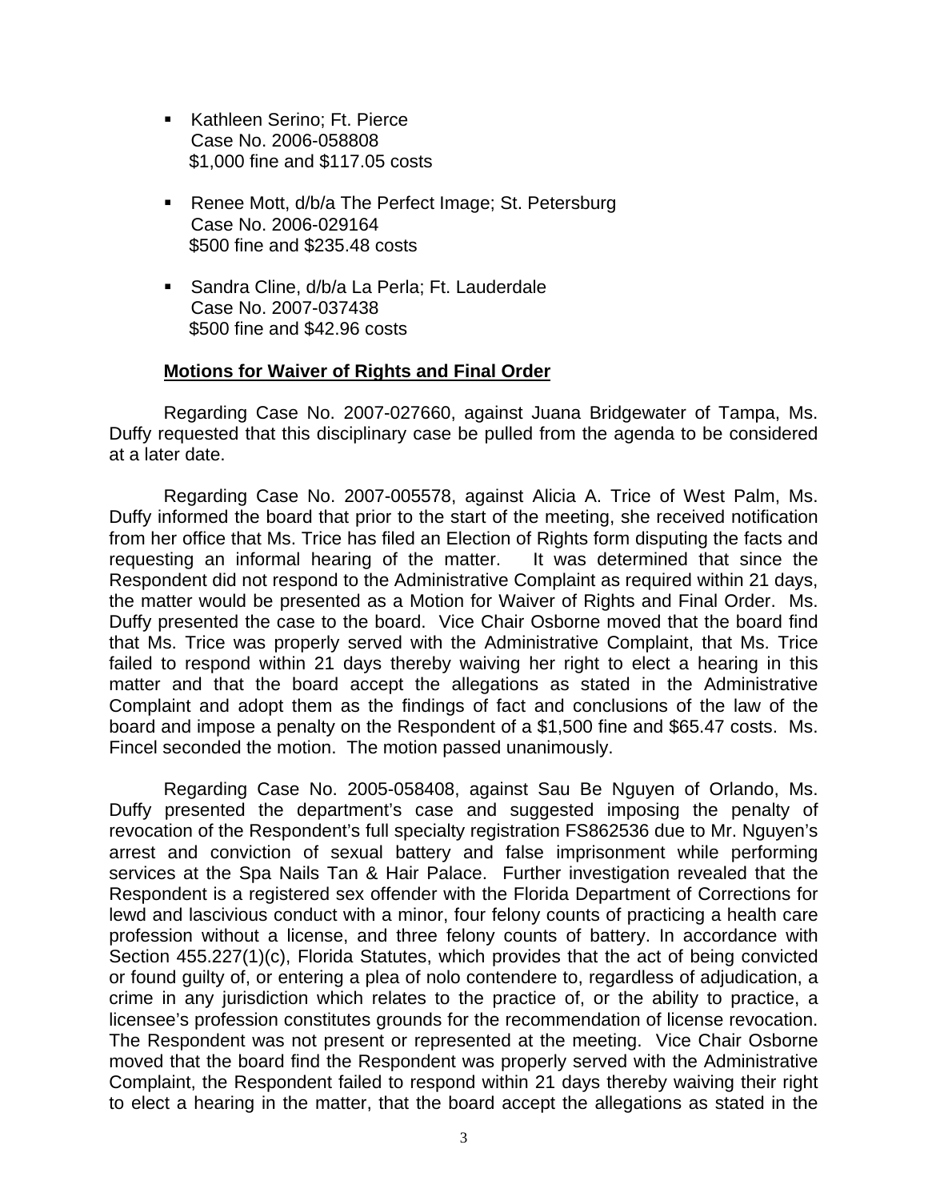- Kathleen Serino; Ft. Pierce
  Case No. 2006-058808
  $1,000 fine and $117.05 costs

- Renee Mott, d/b/a The Perfect Image; St. Petersburg
  Case No. 2006-029164
  $500 fine and $235.48 costs

- Sandra Cline, d/b/a La Perla; Ft. Lauderdale
  Case No. 2007-037438
  $500 fine and $42.96 costs

**Motions for Waiver of Rights and Final Order**

Regarding Case No. 2007-027660, against Juana Bridgewater of Tampa, Ms. Duffy requested that this disciplinary case be pulled from the agenda to be considered at a later date.

Regarding Case No. 2007-005578, against Alicia A. Trice of West Palm, Ms. Duffy informed the board that prior to the start of the meeting, she received notification from her office that Ms. Trice has filed an Election of Rights form disputing the facts and requesting an informal hearing of the matter. It was determined that since the Respondent did not respond to the Administrative Complaint as required within 21 days, the matter would be presented as a Motion for Waiver of Rights and Final Order. Ms. Duffy presented the case to the board. Vice Chair Osborne moved that the board find that Ms. Trice was properly served with the Administrative Complaint, that Ms. Trice failed to respond within 21 days thereby waiving her right to elect a hearing in this matter and that the board accept the allegations as stated in the Administrative Complaint and adopt them as the findings of fact and conclusions of the law of the board and impose a penalty on the Respondent of a $1,500 fine and $65.47 costs. Ms. Fincel seconded the motion. The motion passed unanimously.

Regarding Case No. 2005-058408, against Sau Be Nguyen of Orlando, Ms. Duffy presented the department's case and suggested imposing the penalty of revocation of the Respondent's full specialty registration FS862536 due to Mr. Nguyen's arrest and conviction of sexual battery and false imprisonment while performing services at the Spa Nails Tan & Hair Palace. Further investigation revealed that the Respondent is a registered sex offender with the Florida Department of Corrections for lewd and lascivious conduct with a minor, four felony counts of practicing a health care profession without a license, and three felony counts of battery. In accordance with Section 455.227(1)(c), Florida Statutes, which provides that the act of being convicted or found guilty of, or entering a plea of nolo contendere to, regardless of adjudication, a crime in any jurisdiction which relates to the practice of, or the ability to practice, a licensee's profession constitutes grounds for the recommendation of license revocation. The Respondent was not present or represented at the meeting. Vice Chair Osborne moved that the board find the Respondent was properly served with the Administrative Complaint, the Respondent failed to respond within 21 days thereby waiving their right to elect a hearing in the matter, that the board accept the allegations as stated in the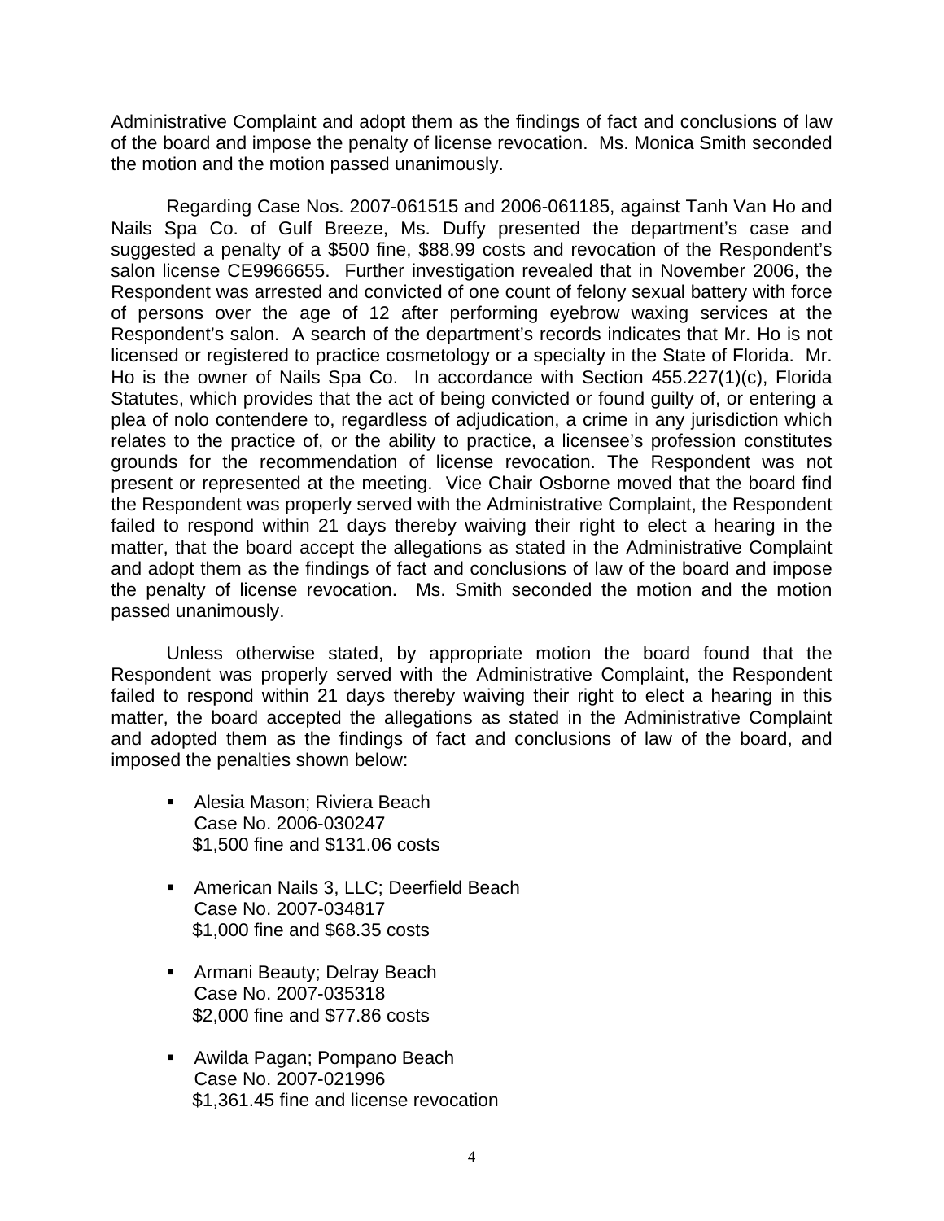Administrative Complaint and adopt them as the findings of fact and conclusions of law of the board and impose the penalty of license revocation. Ms. Monica Smith seconded the motion and the motion passed unanimously.

Regarding Case Nos. 2007-061515 and 2006-061185, against Tanh Van Ho and Nails Spa Co. of Gulf Breeze, Ms. Duffy presented the department's case and suggested a penalty of a $500 fine, $88.99 costs and revocation of the Respondent's salon license CE9966655. Further investigation revealed that in November 2006, the Respondent was arrested and convicted of one count of felony sexual battery with force of persons over the age of 12 after performing eyebrow waxing services at the Respondent's salon. A search of the department's records indicates that Mr. Ho is not licensed or registered to practice cosmetology or a specialty in the State of Florida. Mr. Ho is the owner of Nails Spa Co. In accordance with Section 455.227(1)(c), Florida Statutes, which provides that the act of being convicted or found guilty of, or entering a plea of nolo contendere to, regardless of adjudication, a crime in any jurisdiction which relates to the practice of, or the ability to practice, a licensee's profession constitutes grounds for the recommendation of license revocation. The Respondent was not present or represented at the meeting. Vice Chair Osborne moved that the board find the Respondent was properly served with the Administrative Complaint, the Respondent failed to respond within 21 days thereby waiving their right to elect a hearing in the matter, that the board accept the allegations as stated in the Administrative Complaint and adopt them as the findings of fact and conclusions of law of the board and impose the penalty of license revocation. Ms. Smith seconded the motion and the motion passed unanimously.

Unless otherwise stated, by appropriate motion the board found that the Respondent was properly served with the Administrative Complaint, the Respondent failed to respond within 21 days thereby waiving their right to elect a hearing in this matter, the board accepted the allegations as stated in the Administrative Complaint and adopted them as the findings of fact and conclusions of law of the board, and imposed the penalties shown below:

- Alesia Mason; Riviera Beach
  Case No. 2006-030247
  $1,500 fine and $131.06 costs

- American Nails 3, LLC; Deerfield Beach
  Case No. 2007-034817
  $1,000 fine and $68.35 costs

- Armani Beauty; Delray Beach
  Case No. 2007-035318
  $2,000 fine and $77.86 costs

- Awilda Pagan; Pompano Beach
  Case No. 2007-021996
  $1,361.45 fine and license revocation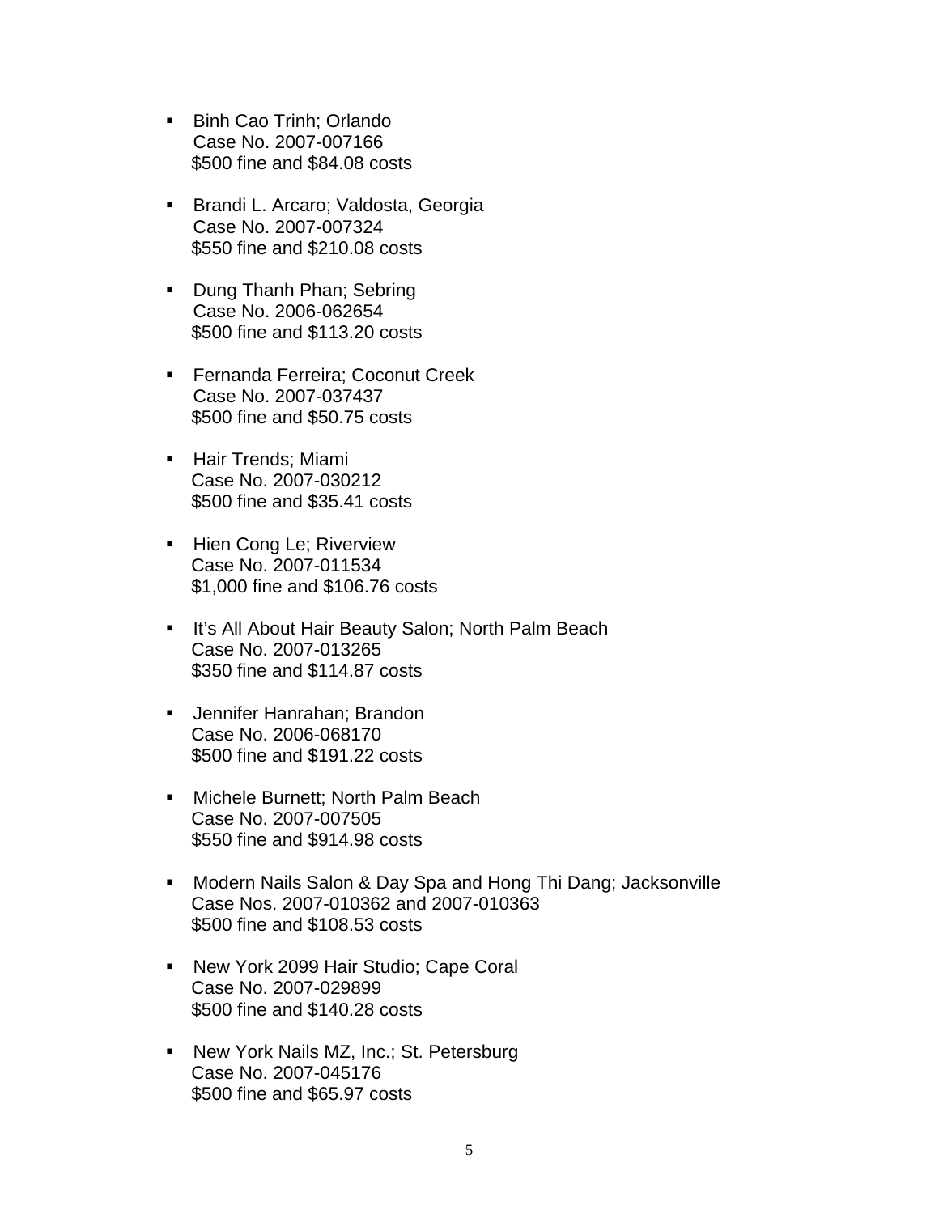- Binh Cao Trinh; Orlando
  Case No. 2007-007166
  $500 fine and $84.08 costs

- Brandi L. Arcaro; Valdosta, Georgia
  Case No. 2007-007324
  $550 fine and $210.08 costs

- Dung Thanh Phan; Sebring
  Case No. 2006-062654
  $500 fine and $113.20 costs

- Fernanda Ferreira; Coconut Creek
  Case No. 2007-037437
  $500 fine and $50.75 costs

- Hair Trends; Miami
  Case No. 2007-030212
  $500 fine and $35.41 costs

- Hien Cong Le; Riverview
  Case No. 2007-011534
  $1,000 fine and $106.76 costs

- It's All About Hair Beauty Salon; North Palm Beach
  Case No. 2007-013265
  $350 fine and $114.87 costs

- Jennifer Hanrahan; Brandon
  Case No. 2006-068170
  $500 fine and $191.22 costs

- Michele Burnett; North Palm Beach
  Case No. 2007-007505
  $550 fine and $914.98 costs

- Modern Nails Salon & Day Spa and Hong Thi Dang; Jacksonville
  Case Nos. 2007-010362 and 2007-010363
  $500 fine and $108.53 costs

- New York 2099 Hair Studio; Cape Coral
  Case No. 2007-029899
  $500 fine and $140.28 costs

- New York Nails MZ, Inc.; St. Petersburg
  Case No. 2007-045176
  $500 fine and $65.97 costs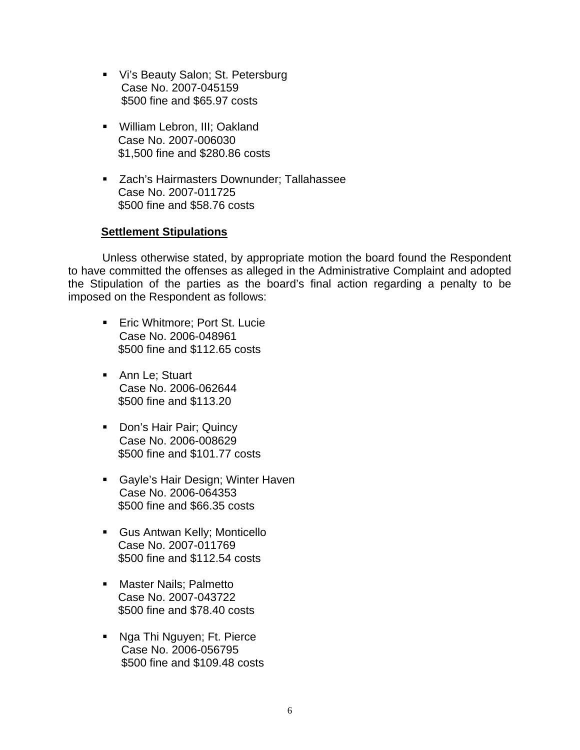- Vi's Beauty Salon; St. Petersburg
  Case No. 2007-045159
  $500 fine and $65.97 costs

- William Lebron, III; Oakland
  Case No. 2007-006030
  $1,500 fine and $280.86 costs

- Zach's Hairmasters Downunder; Tallahassee
  Case No. 2007-011725
  $500 fine and $58.76 costs

**Settlement Stipulations**

Unless otherwise stated, by appropriate motion the board found the Respondent to have committed the offenses as alleged in the Administrative Complaint and adopted the Stipulation of the parties as the board's final action regarding a penalty to be imposed on the Respondent as follows:

- Eric Whitmore; Port St. Lucie
  Case No. 2006-048961
  $500 fine and $112.65 costs

- Ann Le; Stuart
  Case No. 2006-062644
  $500 fine and $113.20

- Don's Hair Pair; Quincy
  Case No. 2006-008629
  $500 fine and $101.77 costs

- Gayle's Hair Design; Winter Haven
  Case No. 2006-064353
  $500 fine and $66.35 costs

- Gus Antwan Kelly; Monticello
  Case No. 2007-011769
  $500 fine and $112.54 costs

- Master Nails; Palmetto
  Case No. 2007-043722
  $500 fine and $78.40 costs

- Nga Thi Nguyen; Ft. Pierce
  Case No. 2006-056795
  $500 fine and $109.48 costs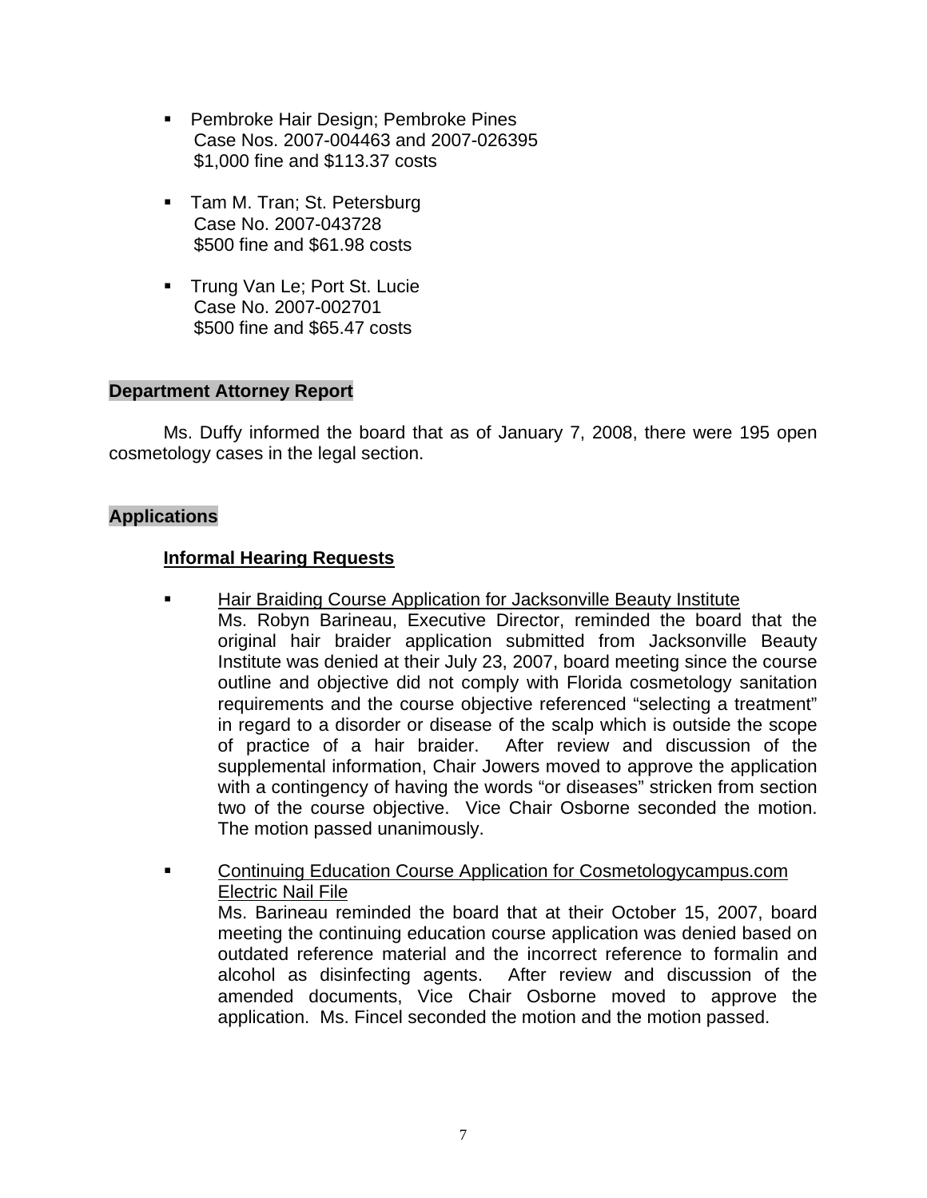- Pembroke Hair Design; Pembroke Pines
  Case Nos. 2007-004463 and 2007-026395
  $1,000 fine and $113.37 costs

- Tam M. Tran; St. Petersburg
  Case No. 2007-043728
  $500 fine and $61.98 costs

- Trung Van Le; Port St. Lucie
  Case No. 2007-002701
  $500 fine and $65.47 costs

**Department Attorney Report**

Ms. Duffy informed the board that as of January 7, 2008, there were 195 open cosmetology cases in the legal section.

**Applications**

**Informal Hearing Requests**

- Hair Braiding Course Application for Jacksonville Beauty Institute
  Ms. Robyn Barineau, Executive Director, reminded the board that the original hair braider application submitted from Jacksonville Beauty Institute was denied at their July 23, 2007, board meeting since the course outline and objective did not comply with Florida cosmetology sanitation requirements and the course objective referenced "selecting a treatment" in regard to a disorder or disease of the scalp which is outside the scope of practice of a hair braider. After review and discussion of the supplemental information, Chair Jowers moved to approve the application with a contingency of having the words "or diseases" stricken from section two of the course objective. Vice Chair Osborne seconded the motion. The motion passed unanimously.

- Continuing Education Course Application for Cosmetologycampus.com Electric Nail File
  Ms. Barineau reminded the board that at their October 15, 2007, board meeting the continuing education course application was denied based on outdated reference material and the incorrect reference to formalin and alcohol as disinfecting agents. After review and discussion of the amended documents, Vice Chair Osborne moved to approve the application. Ms. Fincel seconded the motion and the motion passed.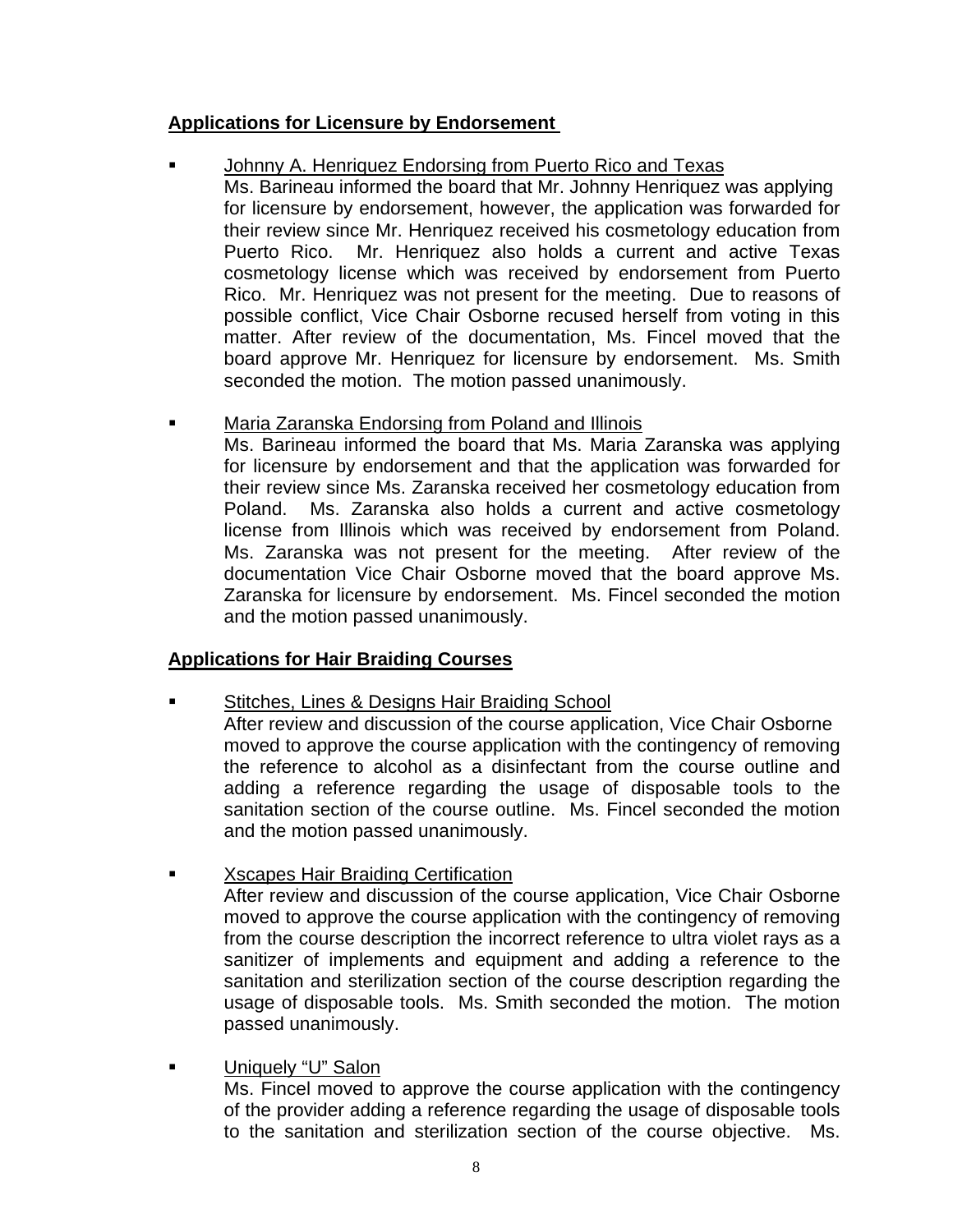**Applications for Licensure by Endorsement**

- Johnny A. Henriquez Endorsing from Puerto Rico and Texas
  Ms. Barineau informed the board that Mr. Johnny Henriquez was applying for licensure by endorsement, however, the application was forwarded for their review since Mr. Henriquez received his cosmetology education from Puerto Rico. Mr. Henriquez also holds a current and active Texas cosmetology license which was received by endorsement from Puerto Rico. Mr. Henriquez was not present for the meeting. Due to reasons of possible conflict, Vice Chair Osborne recused herself from voting in this matter. After review of the documentation, Ms. Fincel moved that the board approve Mr. Henriquez for licensure by endorsement. Ms. Smith seconded the motion. The motion passed unanimously.

- Maria Zaranska Endorsing from Poland and Illinois
  Ms. Barineau informed the board that Ms. Maria Zaranska was applying for licensure by endorsement and that the application was forwarded for their review since Ms. Zaranska received her cosmetology education from Poland. Ms. Zaranska also holds a current and active cosmetology license from Illinois which was received by endorsement from Poland. Ms. Zaranska was not present for the meeting. After review of the documentation Vice Chair Osborne moved that the board approve Ms. Zaranska for licensure by endorsement. Ms. Fincel seconded the motion and the motion passed unanimously.

**Applications for Hair Braiding Courses**

- Stitches, Lines & Designs Hair Braiding School
  After review and discussion of the course application, Vice Chair Osborne moved to approve the course application with the contingency of removing the reference to alcohol as a disinfectant from the course outline and adding a reference regarding the usage of disposable tools to the sanitation section of the course outline. Ms. Fincel seconded the motion and the motion passed unanimously.

- Xscapes Hair Braiding Certification
  After review and discussion of the course application, Vice Chair Osborne moved to approve the course application with the contingency of removing from the course description the incorrect reference to ultra violet rays as a sanitizer of implements and equipment and adding a reference to the sanitation and sterilization section of the course description regarding the usage of disposable tools. Ms. Smith seconded the motion. The motion passed unanimously.

- Uniquely "U" Salon
  Ms. Fincel moved to approve the course application with the contingency of the provider adding a reference regarding the usage of disposable tools to the sanitation and sterilization section of the course objective. Ms.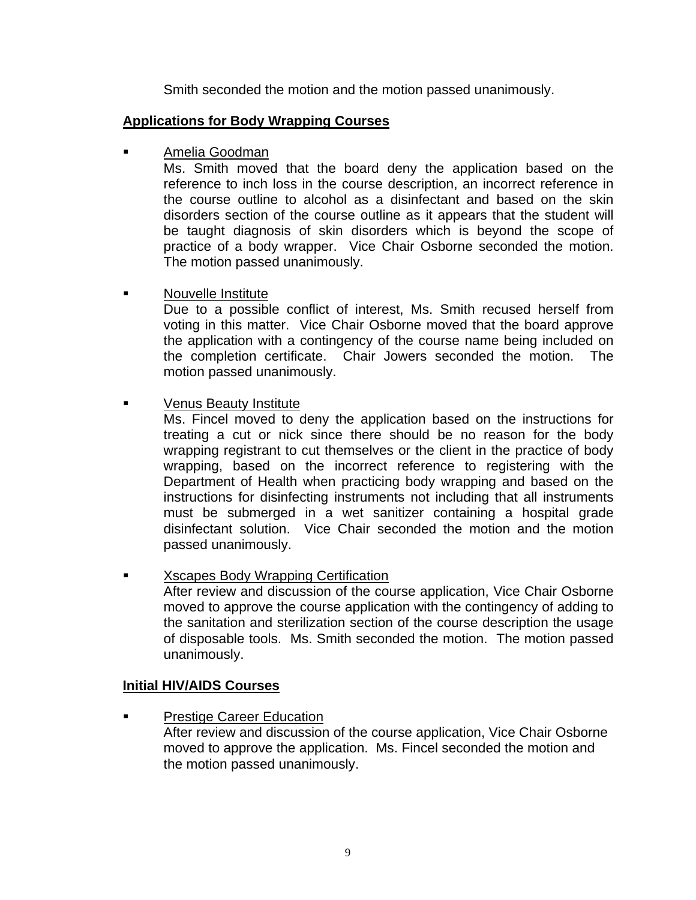Smith seconded the motion and the motion passed unanimously.

**Applications for Body Wrapping Courses**

- Amelia Goodman
  Ms. Smith moved that the board deny the application based on the reference to inch loss in the course description, an incorrect reference in the course outline to alcohol as a disinfectant and based on the skin disorders section of the course outline as it appears that the student will be taught diagnosis of skin disorders which is beyond the scope of practice of a body wrapper. Vice Chair Osborne seconded the motion. The motion passed unanimously.

- Nouvelle Institute
  Due to a possible conflict of interest, Ms. Smith recused herself from voting in this matter. Vice Chair Osborne moved that the board approve the application with a contingency of the course name being included on the completion certificate. Chair Jowers seconded the motion. The motion passed unanimously.

- Venus Beauty Institute
  Ms. Fincel moved to deny the application based on the instructions for treating a cut or nick since there should be no reason for the body wrapping registrant to cut themselves or the client in the practice of body wrapping, based on the incorrect reference to registering with the Department of Health when practicing body wrapping and based on the instructions for disinfecting instruments not including that all instruments must be submerged in a wet sanitizer containing a hospital grade disinfectant solution. Vice Chair seconded the motion and the motion passed unanimously.

- Xscapes Body Wrapping Certification
  After review and discussion of the course application, Vice Chair Osborne moved to approve the course application with the contingency of adding to the sanitation and sterilization section of the course description the usage of disposable tools. Ms. Smith seconded the motion. The motion passed unanimously.

**Initial HIV/AIDS Courses**

- Prestige Career Education
  After review and discussion of the course application, Vice Chair Osborne moved to approve the application. Ms. Fincel seconded the motion and the motion passed unanimously.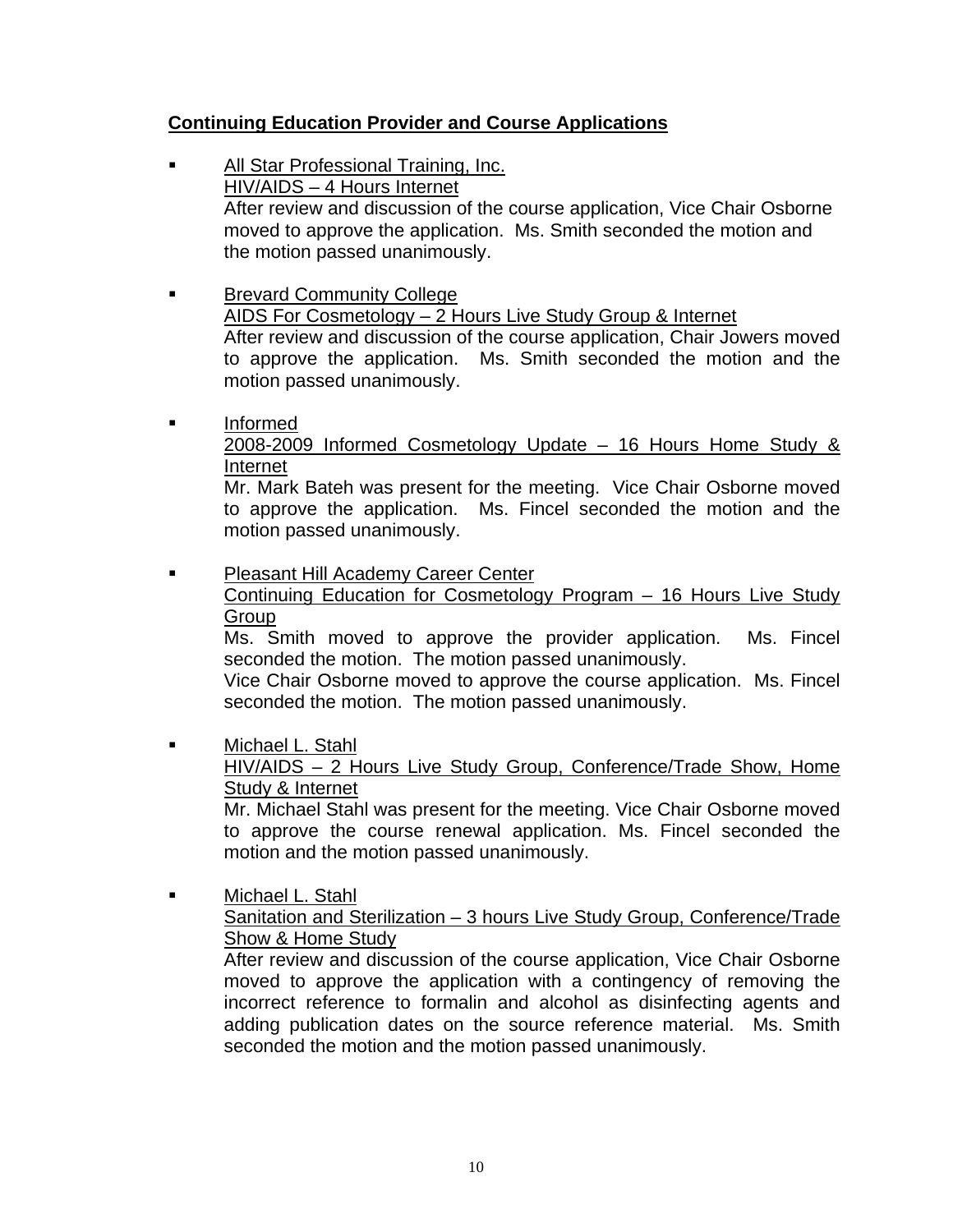**Continuing Education Provider and Course Applications**

- All Star Professional Training, Inc.
  HIV/AIDS – 4 Hours Internet
  After review and discussion of the course application, Vice Chair Osborne moved to approve the application. Ms. Smith seconded the motion and the motion passed unanimously.

- Brevard Community College
  AIDS For Cosmetology – 2 Hours Live Study Group & Internet
  After review and discussion of the course application, Chair Jowers moved to approve the application. Ms. Smith seconded the motion and the motion passed unanimously.

- Informed
  2008-2009 Informed Cosmetology Update – 16 Hours Home Study & Internet
  Mr. Mark Bateh was present for the meeting. Vice Chair Osborne moved to approve the application. Ms. Fincel seconded the motion and the motion passed unanimously.

- Pleasant Hill Academy Career Center
  Continuing Education for Cosmetology Program – 16 Hours Live Study Group
  Ms. Smith moved to approve the provider application. Ms. Fincel seconded the motion. The motion passed unanimously.
  Vice Chair Osborne moved to approve the course application. Ms. Fincel seconded the motion. The motion passed unanimously.

- Michael L. Stahl
  HIV/AIDS – 2 Hours Live Study Group, Conference/Trade Show, Home Study & Internet
  Mr. Michael Stahl was present for the meeting. Vice Chair Osborne moved to approve the course renewal application. Ms. Fincel seconded the motion and the motion passed unanimously.

- Michael L. Stahl
  Sanitation and Sterilization – 3 hours Live Study Group, Conference/Trade Show & Home Study
  After review and discussion of the course application, Vice Chair Osborne moved to approve the application with a contingency of removing the incorrect reference to formalin and alcohol as disinfecting agents and adding publication dates on the source reference material. Ms. Smith seconded the motion and the motion passed unanimously.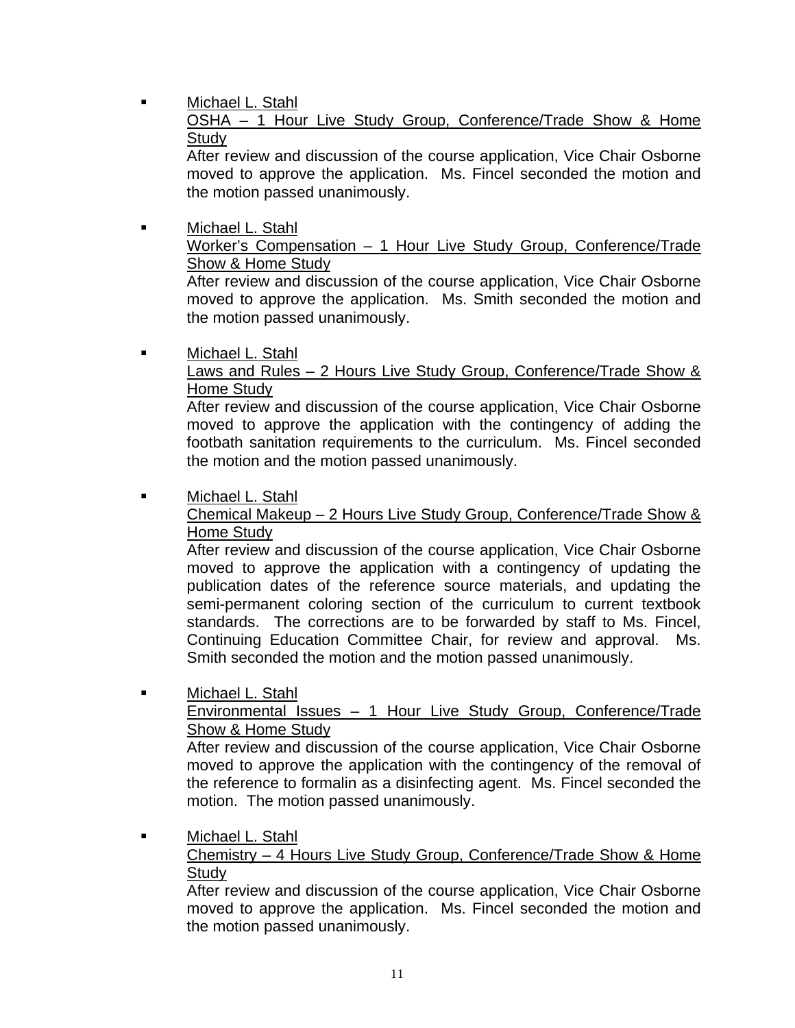- Michael L. Stahl
  OSHA – 1 Hour Live Study Group, Conference/Trade Show & Home Study
  After review and discussion of the course application, Vice Chair Osborne moved to approve the application. Ms. Fincel seconded the motion and the motion passed unanimously.

- Michael L. Stahl
  Worker's Compensation – 1 Hour Live Study Group, Conference/Trade Show & Home Study
  After review and discussion of the course application, Vice Chair Osborne moved to approve the application. Ms. Smith seconded the motion and the motion passed unanimously.

- Michael L. Stahl
  Laws and Rules – 2 Hours Live Study Group, Conference/Trade Show & Home Study
  After review and discussion of the course application, Vice Chair Osborne moved to approve the application with the contingency of adding the footbath sanitation requirements to the curriculum. Ms. Fincel seconded the motion and the motion passed unanimously.

- Michael L. Stahl
  Chemical Makeup – 2 Hours Live Study Group, Conference/Trade Show & Home Study
  After review and discussion of the course application, Vice Chair Osborne moved to approve the application with a contingency of updating the publication dates of the reference source materials, and updating the semi-permanent coloring section of the curriculum to current textbook standards. The corrections are to be forwarded by staff to Ms. Fincel, Continuing Education Committee Chair, for review and approval. Ms. Smith seconded the motion and the motion passed unanimously.

- Michael L. Stahl
  Environmental Issues – 1 Hour Live Study Group, Conference/Trade Show & Home Study
  After review and discussion of the course application, Vice Chair Osborne moved to approve the application with the contingency of the removal of the reference to formalin as a disinfecting agent. Ms. Fincel seconded the motion. The motion passed unanimously.

- Michael L. Stahl
  Chemistry – 4 Hours Live Study Group, Conference/Trade Show & Home Study
  After review and discussion of the course application, Vice Chair Osborne moved to approve the application. Ms. Fincel seconded the motion and the motion passed unanimously.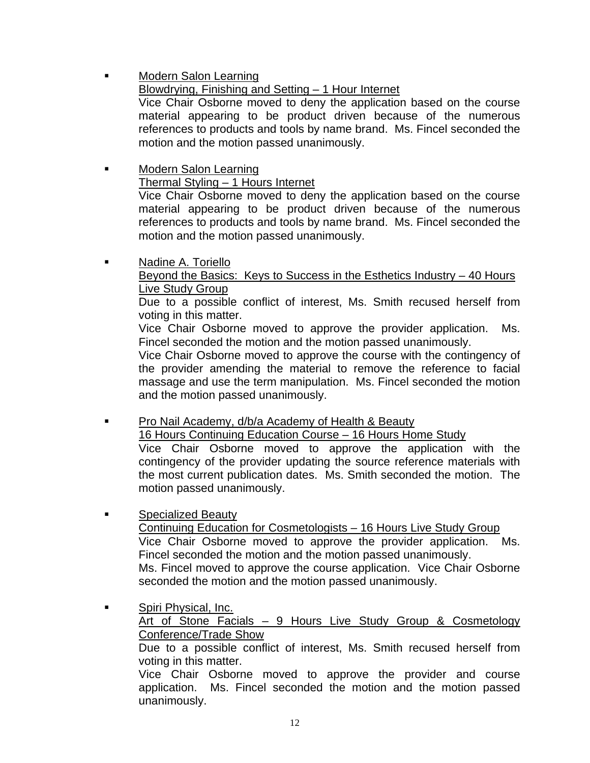- <u>Modern Salon Learning</u>
  <u>Blowdrying, Finishing and Setting – 1 Hour Internet</u>
  Vice Chair Osborne moved to deny the application based on the course material appearing to be product driven because of the numerous references to products and tools by name brand. Ms. Fincel seconded the motion and the motion passed unanimously.

- <u>Modern Salon Learning</u>
  <u>Thermal Styling – 1 Hours Internet</u>
  Vice Chair Osborne moved to deny the application based on the course material appearing to be product driven because of the numerous references to products and tools by name brand. Ms. Fincel seconded the motion and the motion passed unanimously.

- <u>Nadine A. Toriello</u>
  <u>Beyond the Basics: Keys to Success in the Esthetics Industry – 40 Hours Live Study Group</u>
  Due to a possible conflict of interest, Ms. Smith recused herself from voting in this matter.
  Vice Chair Osborne moved to approve the provider application. Ms. Fincel seconded the motion and the motion passed unanimously.
  Vice Chair Osborne moved to approve the course with the contingency of the provider amending the material to remove the reference to facial massage and use the term manipulation. Ms. Fincel seconded the motion and the motion passed unanimously.

- <u>Pro Nail Academy, d/b/a Academy of Health & Beauty</u>
  <u>16 Hours Continuing Education Course – 16 Hours Home Study</u>
  Vice Chair Osborne moved to approve the application with the contingency of the provider updating the source reference materials with the most current publication dates. Ms. Smith seconded the motion. The motion passed unanimously.

- <u>Specialized Beauty</u>
  <u>Continuing Education for Cosmetologists – 16 Hours Live Study Group</u>
  Vice Chair Osborne moved to approve the provider application. Ms. Fincel seconded the motion and the motion passed unanimously.
  Ms. Fincel moved to approve the course application. Vice Chair Osborne seconded the motion and the motion passed unanimously.

- <u>Spiri Physical, Inc.</u>
  <u>Art of Stone Facials – 9 Hours Live Study Group & Cosmetology Conference/Trade Show</u>
  Due to a possible conflict of interest, Ms. Smith recused herself from voting in this matter.
  Vice Chair Osborne moved to approve the provider and course application. Ms. Fincel seconded the motion and the motion passed unanimously.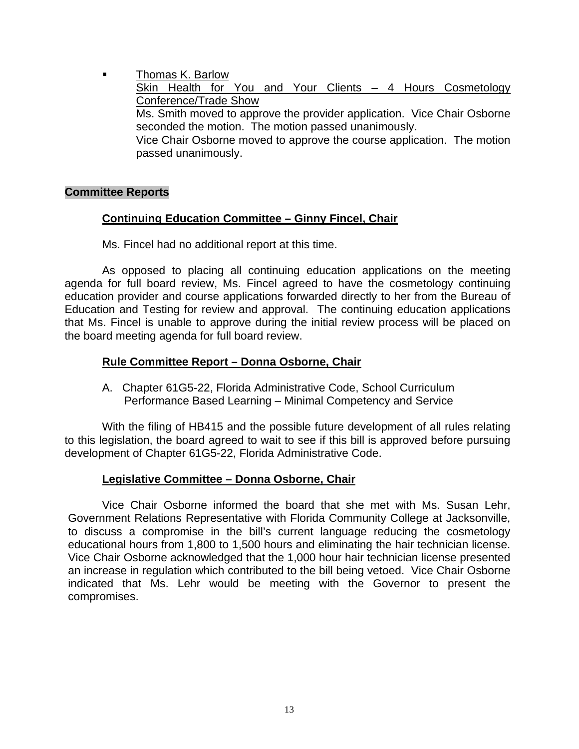- Thomas K. Barlow
  Skin Health for You and Your Clients – 4 Hours Cosmetology Conference/Trade Show
  Ms. Smith moved to approve the provider application. Vice Chair Osborne seconded the motion. The motion passed unanimously.
  Vice Chair Osborne moved to approve the course application. The motion passed unanimously.

## Committee Reports

### Continuing Education Committee – Ginny Fincel, Chair

Ms. Fincel had no additional report at this time.

As opposed to placing all continuing education applications on the meeting agenda for full board review, Ms. Fincel agreed to have the cosmetology continuing education provider and course applications forwarded directly to her from the Bureau of Education and Testing for review and approval. The continuing education applications that Ms. Fincel is unable to approve during the initial review process will be placed on the board meeting agenda for full board review.

### Rule Committee Report – Donna Osborne, Chair

A. Chapter 61G5-22, Florida Administrative Code, School Curriculum Performance Based Learning – Minimal Competency and Service

With the filing of HB415 and the possible future development of all rules relating to this legislation, the board agreed to wait to see if this bill is approved before pursuing development of Chapter 61G5-22, Florida Administrative Code.

### Legislative Committee – Donna Osborne, Chair

Vice Chair Osborne informed the board that she met with Ms. Susan Lehr, Government Relations Representative with Florida Community College at Jacksonville, to discuss a compromise in the bill's current language reducing the cosmetology educational hours from 1,800 to 1,500 hours and eliminating the hair technician license. Vice Chair Osborne acknowledged that the 1,000 hour hair technician license presented an increase in regulation which contributed to the bill being vetoed. Vice Chair Osborne indicated that Ms. Lehr would be meeting with the Governor to present the compromises.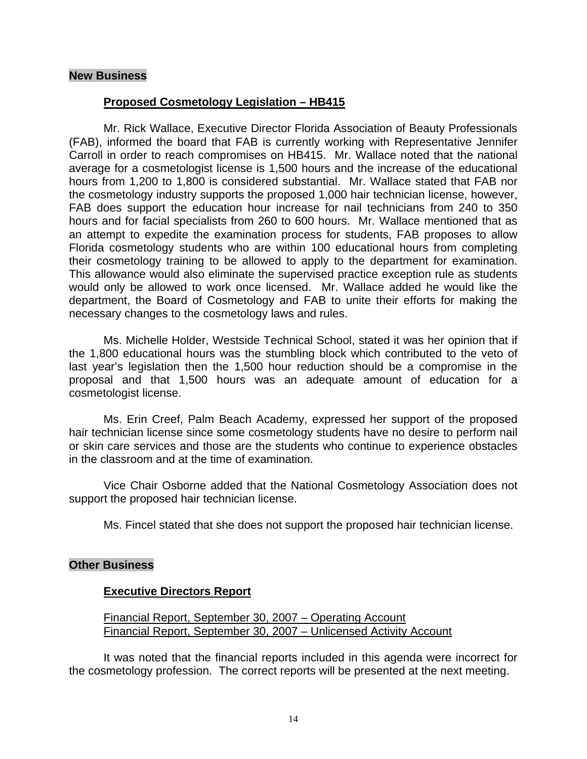## New Business

### Proposed Cosmetology Legislation – HB415

Mr. Rick Wallace, Executive Director Florida Association of Beauty Professionals (FAB), informed the board that FAB is currently working with Representative Jennifer Carroll in order to reach compromises on HB415. Mr. Wallace noted that the national average for a cosmetologist license is 1,500 hours and the increase of the educational hours from 1,200 to 1,800 is considered substantial. Mr. Wallace stated that FAB nor the cosmetology industry supports the proposed 1,000 hair technician license, however, FAB does support the education hour increase for nail technicians from 240 to 350 hours and for facial specialists from 260 to 600 hours. Mr. Wallace mentioned that as an attempt to expedite the examination process for students, FAB proposes to allow Florida cosmetology students who are within 100 educational hours from completing their cosmetology training to be allowed to apply to the department for examination. This allowance would also eliminate the supervised practice exception rule as students would only be allowed to work once licensed. Mr. Wallace added he would like the department, the Board of Cosmetology and FAB to unite their efforts for making the necessary changes to the cosmetology laws and rules.

Ms. Michelle Holder, Westside Technical School, stated it was her opinion that if the 1,800 educational hours was the stumbling block which contributed to the veto of last year's legislation then the 1,500 hour reduction should be a compromise in the proposal and that 1,500 hours was an adequate amount of education for a cosmetologist license.

Ms. Erin Creef, Palm Beach Academy, expressed her support of the proposed hair technician license since some cosmetology students have no desire to perform nail or skin care services and those are the students who continue to experience obstacles in the classroom and at the time of examination.

Vice Chair Osborne added that the National Cosmetology Association does not support the proposed hair technician license.

Ms. Fincel stated that she does not support the proposed hair technician license.

## Other Business

### Executive Directors Report

Financial Report, September 30, 2007 – Operating Account
Financial Report, September 30, 2007 – Unlicensed Activity Account

It was noted that the financial reports included in this agenda were incorrect for the cosmetology profession. The correct reports will be presented at the next meeting.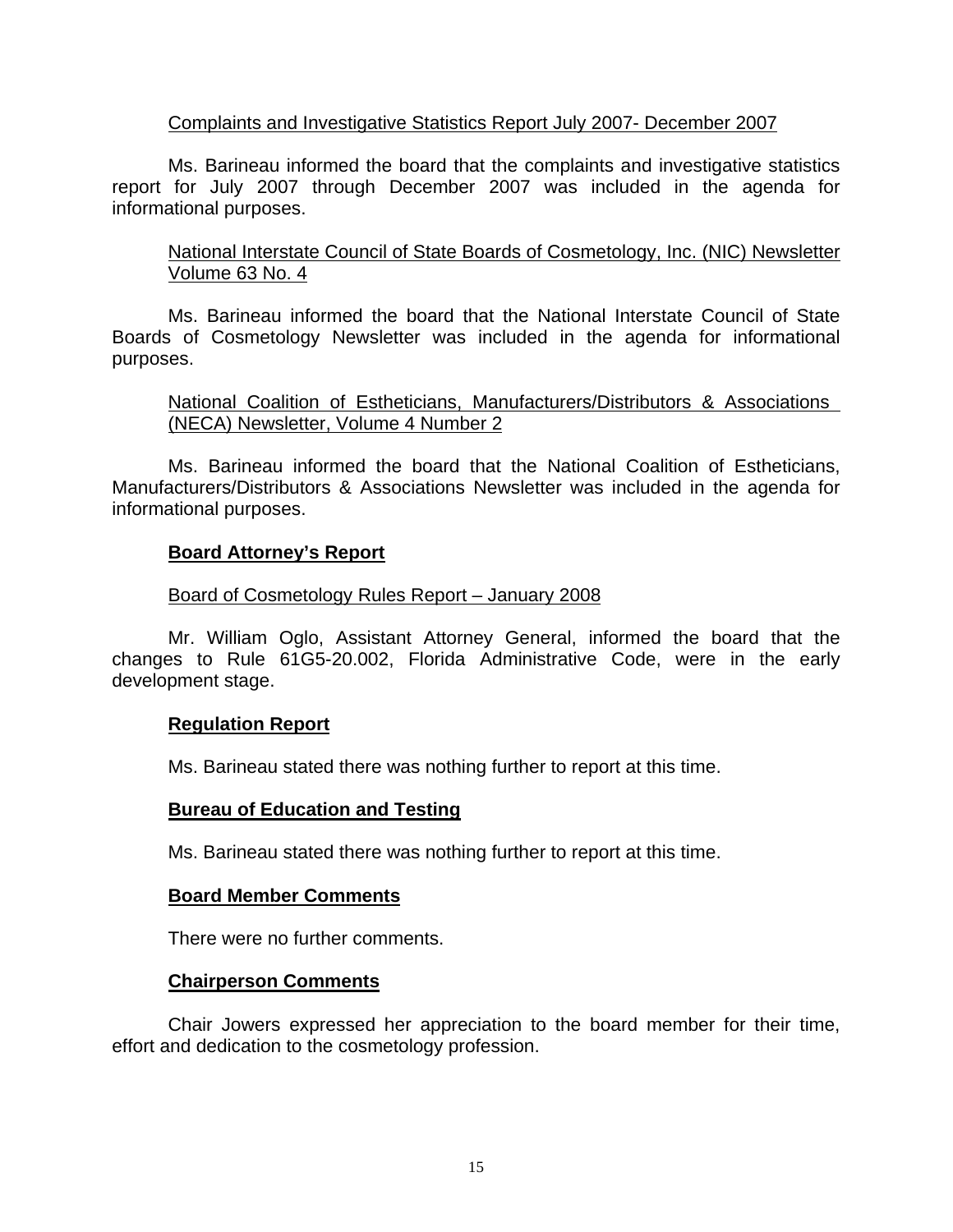Complaints and Investigative Statistics Report July 2007- December 2007

Ms. Barineau informed the board that the complaints and investigative statistics report for July 2007 through December 2007 was included in the agenda for informational purposes.

National Interstate Council of State Boards of Cosmetology, Inc. (NIC) Newsletter Volume 63 No. 4

Ms. Barineau informed the board that the National Interstate Council of State Boards of Cosmetology Newsletter was included in the agenda for informational purposes.

National Coalition of Estheticians, Manufacturers/Distributors & Associations (NECA) Newsletter, Volume 4 Number 2

Ms. Barineau informed the board that the National Coalition of Estheticians, Manufacturers/Distributors & Associations Newsletter was included in the agenda for informational purposes.

**Board Attorney's Report**

Board of Cosmetology Rules Report – January 2008

Mr. William Oglo, Assistant Attorney General, informed the board that the changes to Rule 61G5-20.002, Florida Administrative Code, were in the early development stage.

**Regulation Report**

Ms. Barineau stated there was nothing further to report at this time.

**Bureau of Education and Testing**

Ms. Barineau stated there was nothing further to report at this time.

**Board Member Comments**

There were no further comments.

**Chairperson Comments**

Chair Jowers expressed her appreciation to the board member for their time, effort and dedication to the cosmetology profession.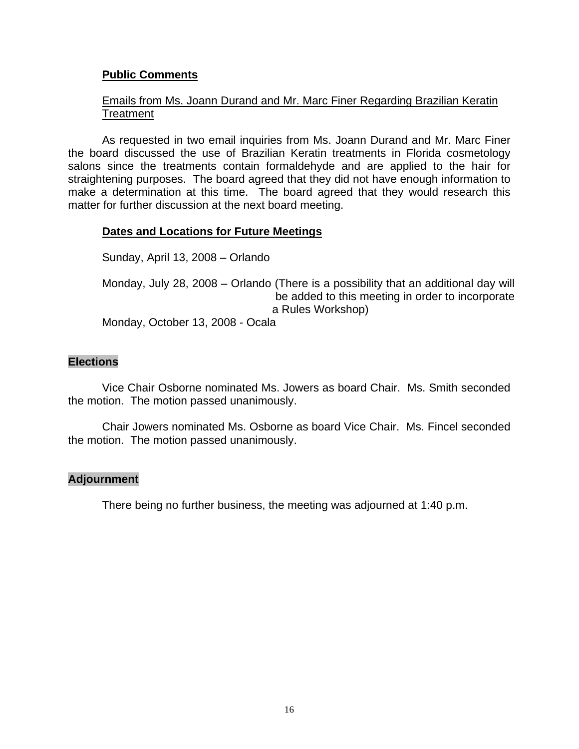**Public Comments**

Emails from Ms. Joann Durand and Mr. Marc Finer Regarding Brazilian Keratin Treatment

As requested in two email inquiries from Ms. Joann Durand and Mr. Marc Finer the board discussed the use of Brazilian Keratin treatments in Florida cosmetology salons since the treatments contain formaldehyde and are applied to the hair for straightening purposes. The board agreed that they did not have enough information to make a determination at this time. The board agreed that they would research this matter for further discussion at the next board meeting.

**Dates and Locations for Future Meetings**

Sunday, April 13, 2008 – Orlando

Monday, July 28, 2008 – Orlando (There is a possibility that an additional day will be added to this meeting in order to incorporate a Rules Workshop)

Monday, October 13, 2008 - Ocala

## Elections

Vice Chair Osborne nominated Ms. Jowers as board Chair. Ms. Smith seconded the motion. The motion passed unanimously.

Chair Jowers nominated Ms. Osborne as board Vice Chair. Ms. Fincel seconded the motion. The motion passed unanimously.

## Adjournment

There being no further business, the meeting was adjourned at 1:40 p.m.